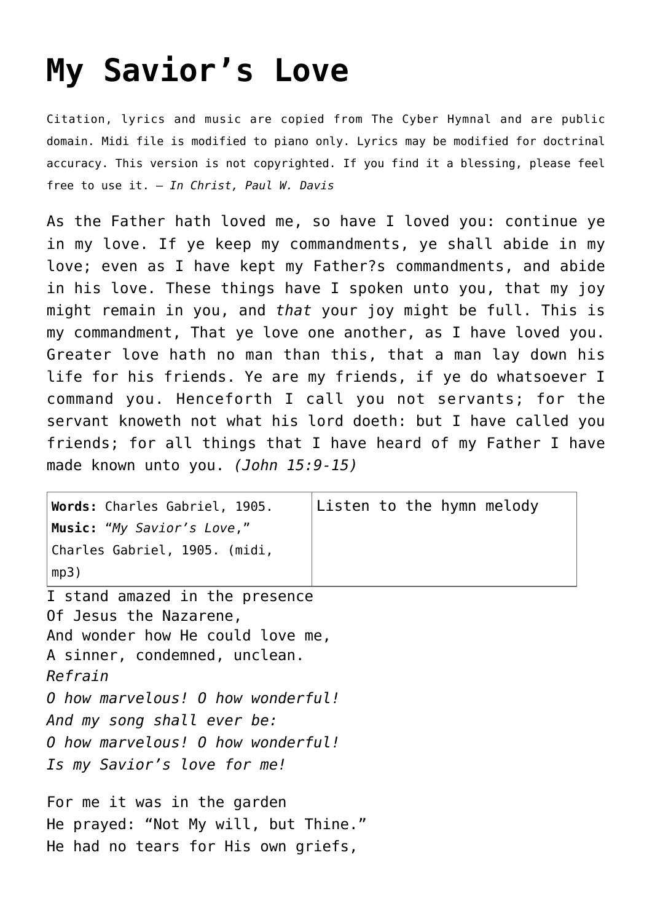# My Savior's Love

Citation, lyrics and music are copied from The Cyber Hymnal and are public domain. Midi file is modified to piano only. Lyrics may be modified for doctrinal accuracy. This version is not copyrighted. If you find it a blessing, please feel free to use it. — *In Christ, Paul W. Davis*

As the Father hath loved me, so have I loved you: continue ye in my love. If ye keep my commandments, ye shall abide in my love; even as I have kept my Father?s commandments, and abide in his love. These things have I spoken unto you, that my joy might remain in you, and *that* your joy might be full. This is my commandment, That ye love one another, as I have loved you. Greater love hath no man than this, that a man lay down his life for his friends. Ye are my friends, if ye do whatsoever I command you. Henceforth I call you not servants; for the servant knoweth not what his lord doeth: but I have called you friends; for all things that I have heard of my Father I have made known unto you. *(John 15:9-15)*

| | |
|---|---|
| **Words:** Charles Gabriel, 1905. **Music:** "*My Savior's Love*," Charles Gabriel, 1905. (midi, mp3) | Listen to the hymn melody |

I stand amazed in the presence
Of Jesus the Nazarene,
And wonder how He could love me,
A sinner, condemned, unclean.
*Refrain*
*O how marvelous! O how wonderful!*
*And my song shall ever be:*
*O how marvelous! O how wonderful!*
*Is my Savior's love for me!*

For me it was in the garden
He prayed: "Not My will, but Thine."
He had no tears for His own griefs,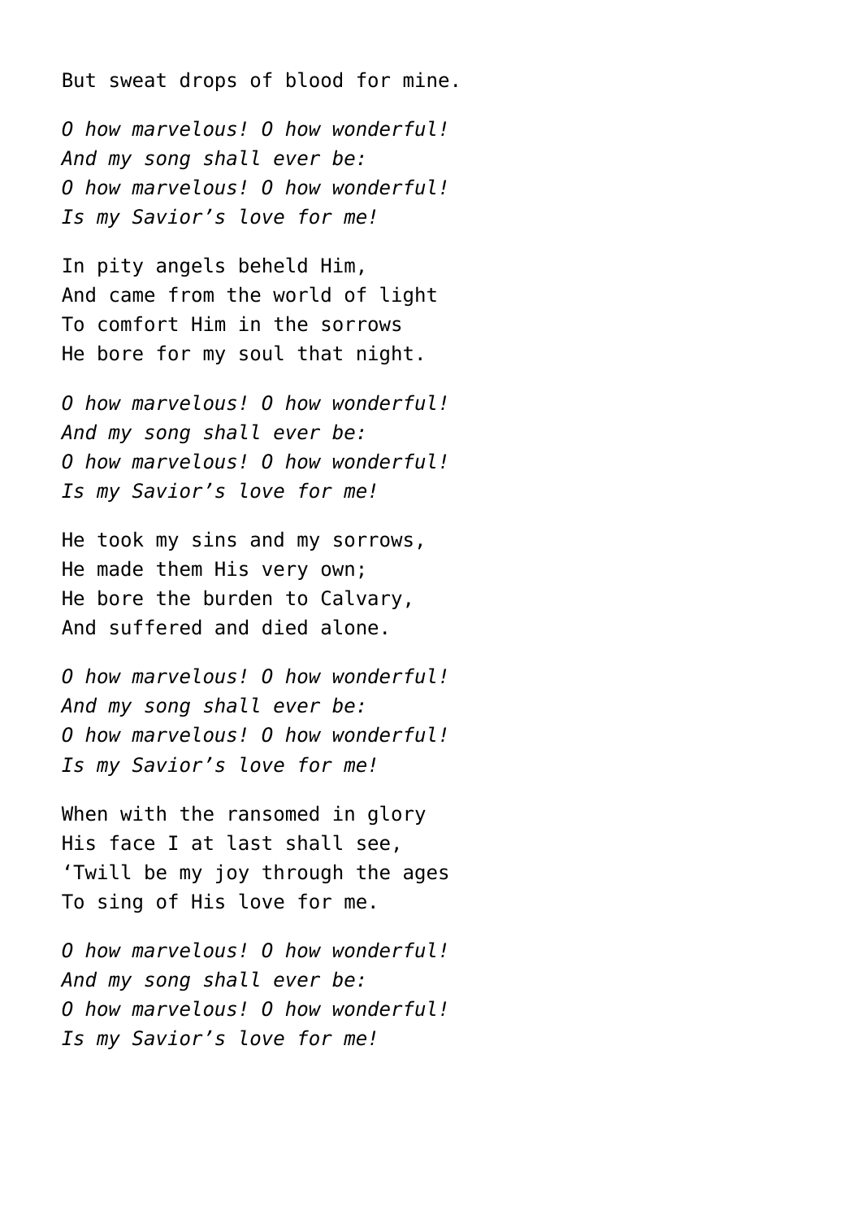But sweat drops of blood for mine.

*O how marvelous! O how wonderful!*
*And my song shall ever be:*
*O how marvelous! O how wonderful!*
*Is my Savior's love for me!*

In pity angels beheld Him,
And came from the world of light
To comfort Him in the sorrows
He bore for my soul that night.

*O how marvelous! O how wonderful!*
*And my song shall ever be:*
*O how marvelous! O how wonderful!*
*Is my Savior's love for me!*

He took my sins and my sorrows,
He made them His very own;
He bore the burden to Calvary,
And suffered and died alone.

*O how marvelous! O how wonderful!*
*And my song shall ever be:*
*O how marvelous! O how wonderful!*
*Is my Savior's love for me!*

When with the ransomed in glory
His face I at last shall see,
'Twill be my joy through the ages
To sing of His love for me.

*O how marvelous! O how wonderful!*
*And my song shall ever be:*
*O how marvelous! O how wonderful!*
*Is my Savior's love for me!*